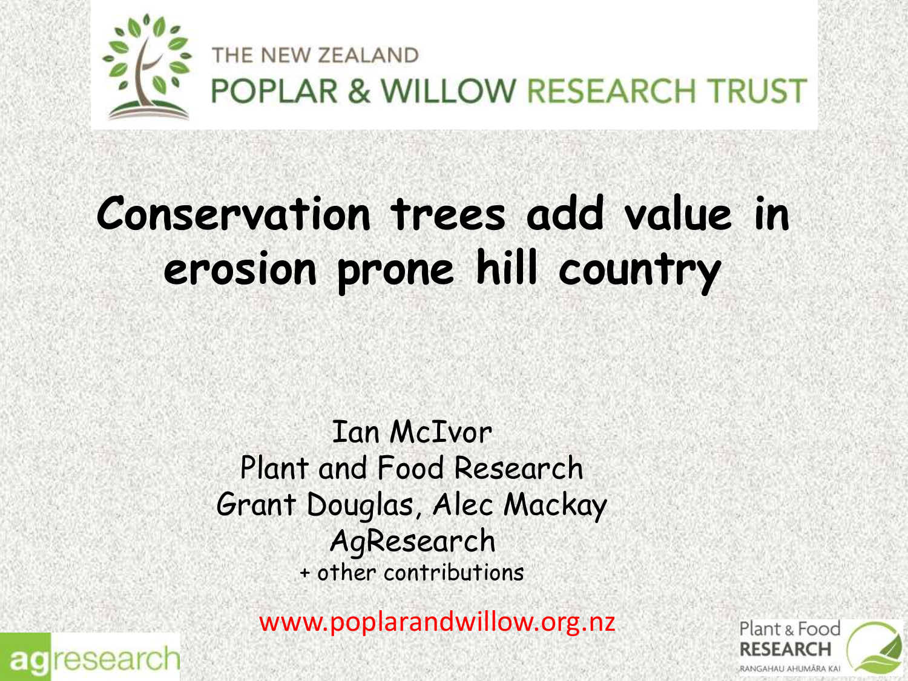THE NEW ZEALAND
POPLAR & WILLOW RESEARCH TRUST

# Conservation trees add value in erosion prone hill country

Ian McIvor
Plant and Food Research
Grant Douglas, Alec Mackay
AgResearch
+ other contributions

www.poplarandwillow.org.nz

agresearch

Plant & Food RESEARCH
RANGAHAU AHUMĀRA KAI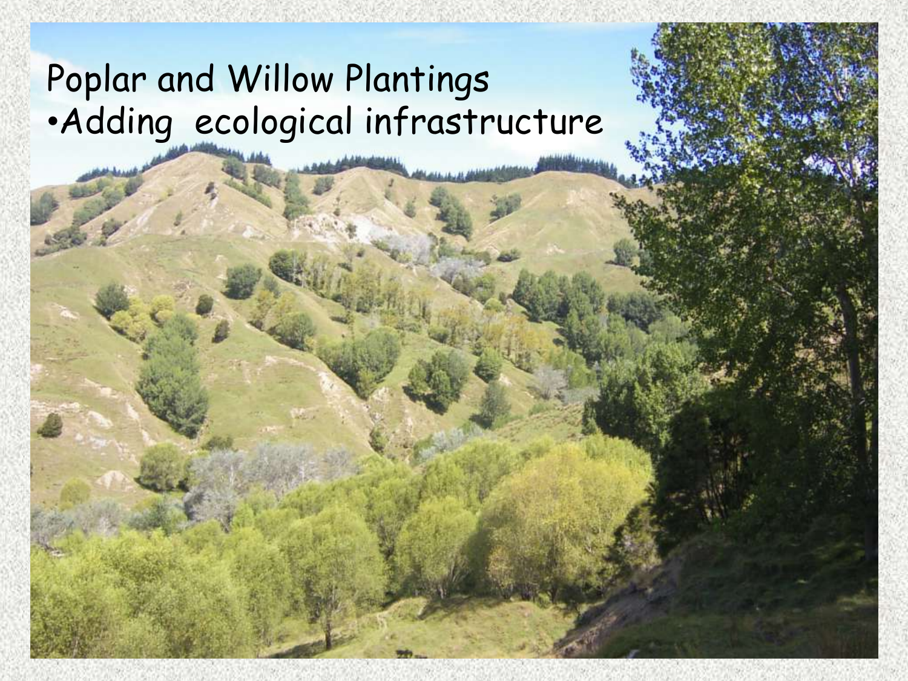# Poplar and Willow Plantings

- Adding ecological infrastructure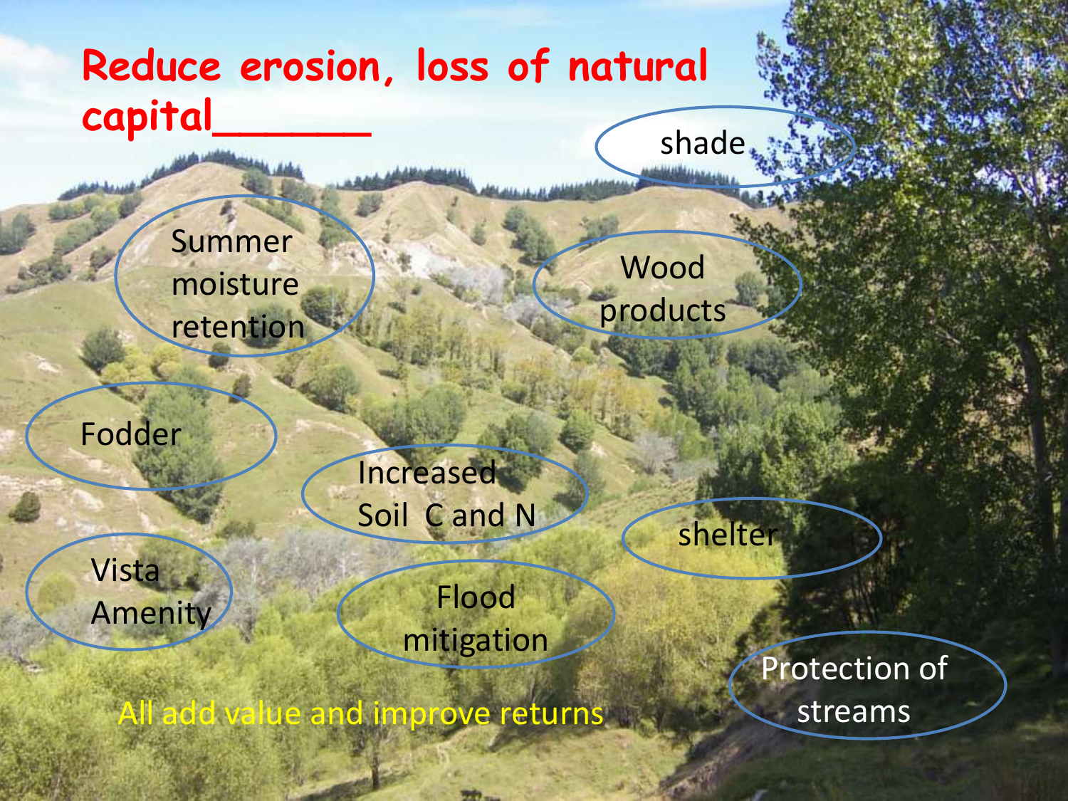# Reduce erosion, loss of natural capital______

- shade
- Summer moisture retention
- Wood products
- Fodder
- Increased Soil C and N
- shelter
- Vista Amenity
- Flood mitigation
- Protection of streams

All add value and improve returns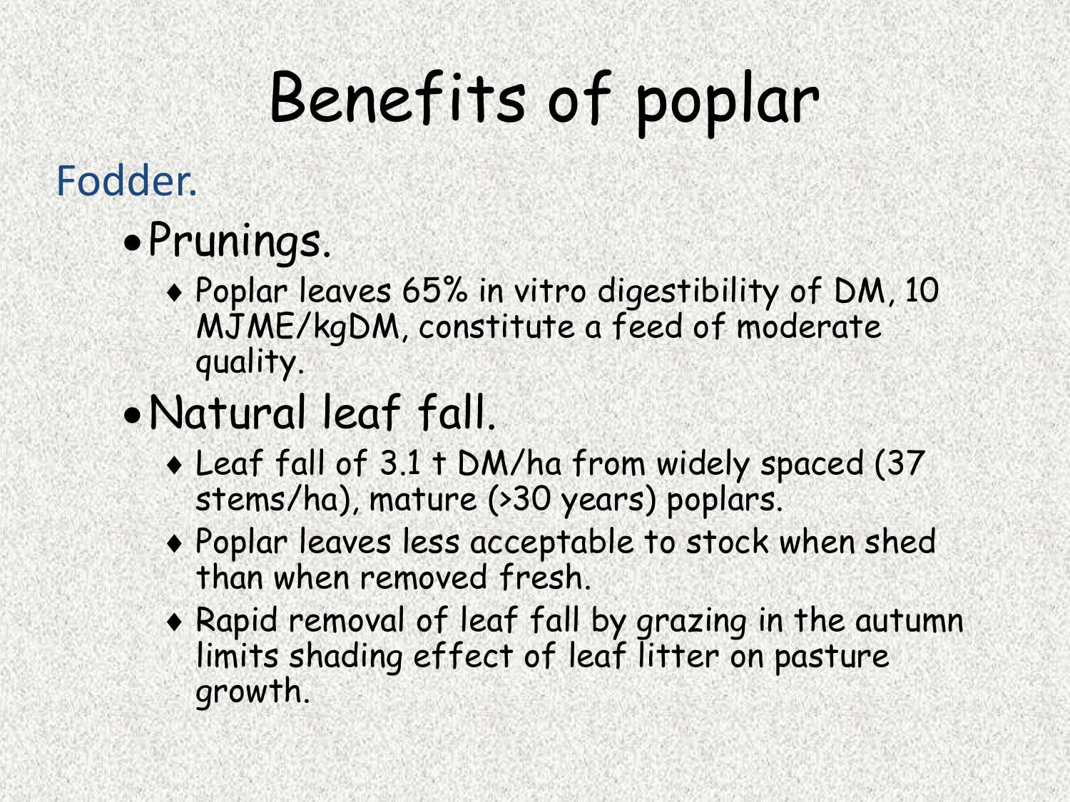# Benefits of poplar

## Fodder.

- Prunings.
  - Poplar leaves 65% in vitro digestibility of DM, 10 MJME/kgDM, constitute a feed of moderate quality.
- Natural leaf fall.
  - Leaf fall of 3.1 t DM/ha from widely spaced (37 stems/ha), mature (>30 years) poplars.
  - Poplar leaves less acceptable to stock when shed than when removed fresh.
  - Rapid removal of leaf fall by grazing in the autumn limits shading effect of leaf litter on pasture growth.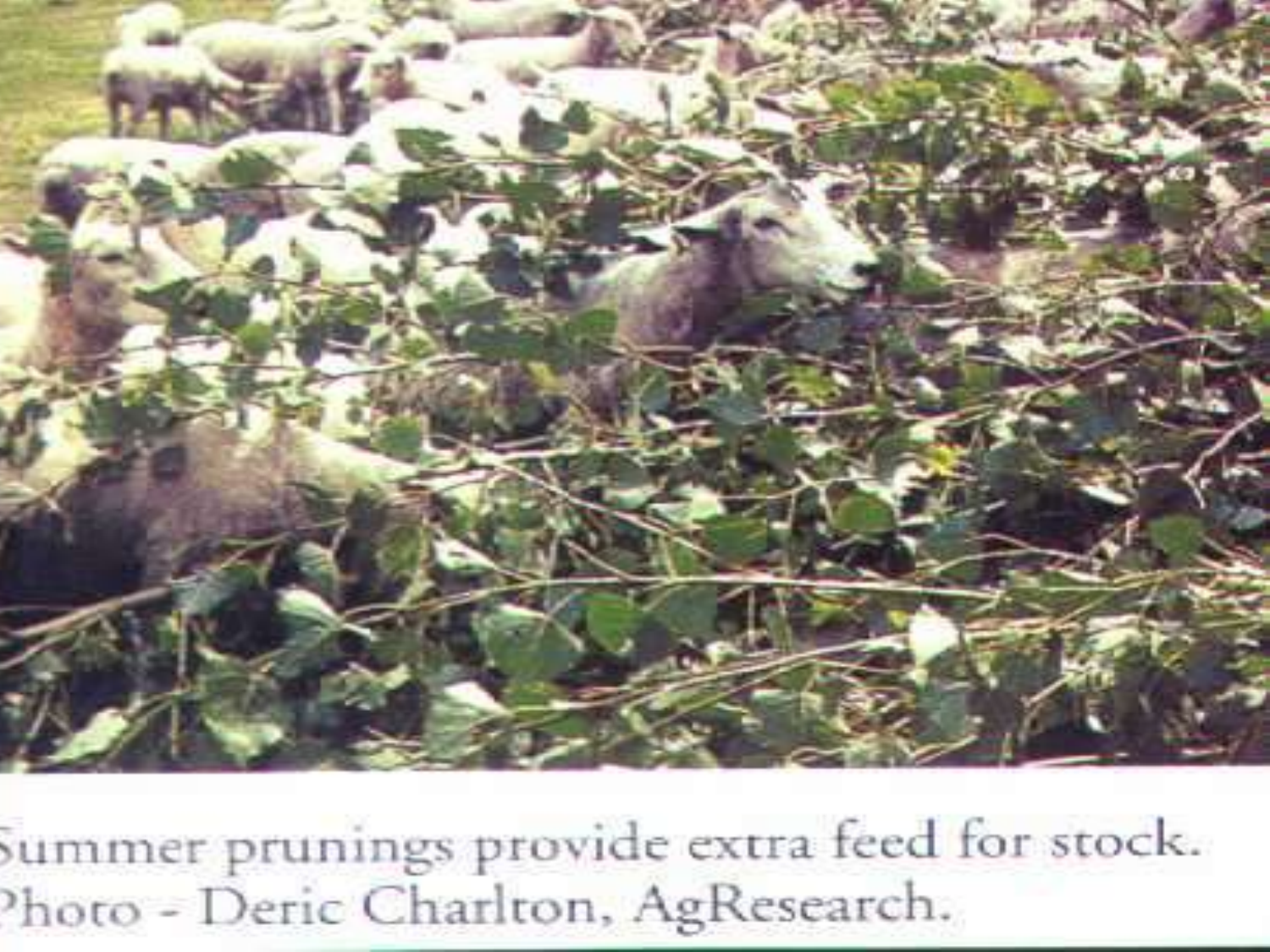Summer prunings provide extra feed for stock.
Photo - Deric Charlton, AgResearch.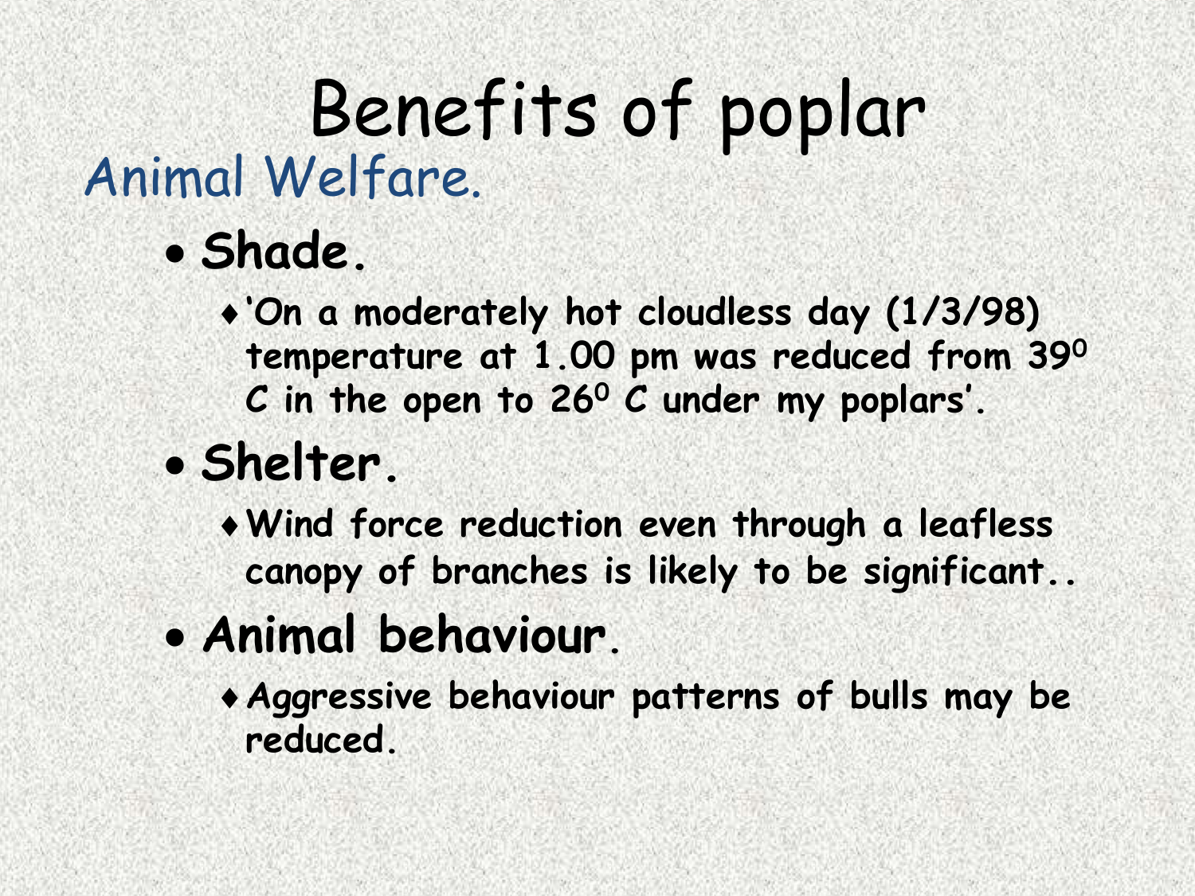# Benefits of poplar

## Animal Welfare.

- **Shade.**
  - **'On a moderately hot cloudless day (1/3/98) temperature at 1.00 pm was reduced from $39^0$ C in the open to $26^0$ C under my poplars'.**
- **Shelter.**
  - **Wind force reduction even through a leafless canopy of branches is likely to be significant..**
- **Animal behaviour.**
  - **Aggressive behaviour patterns of bulls may be reduced.**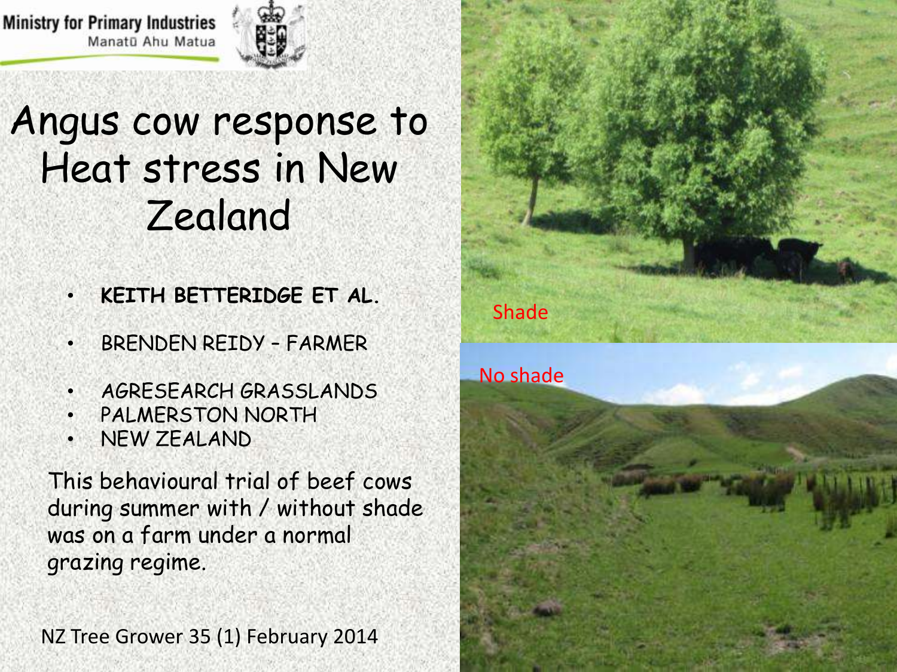Ministry for Primary Industries
Manatū Ahu Matua

# Angus cow response to Heat stress in New Zealand

- **KEITH BETTERIDGE ET AL.**
- BRENDEN REIDY – FARMER
- AGRESEARCH GRASSLANDS
- PALMERSTON NORTH
- NEW ZEALAND

This behavioural trial of beef cows during summer with / without shade was on a farm under a normal grazing regime.

NZ Tree Grower 35 (1) February 2014

Shade

No shade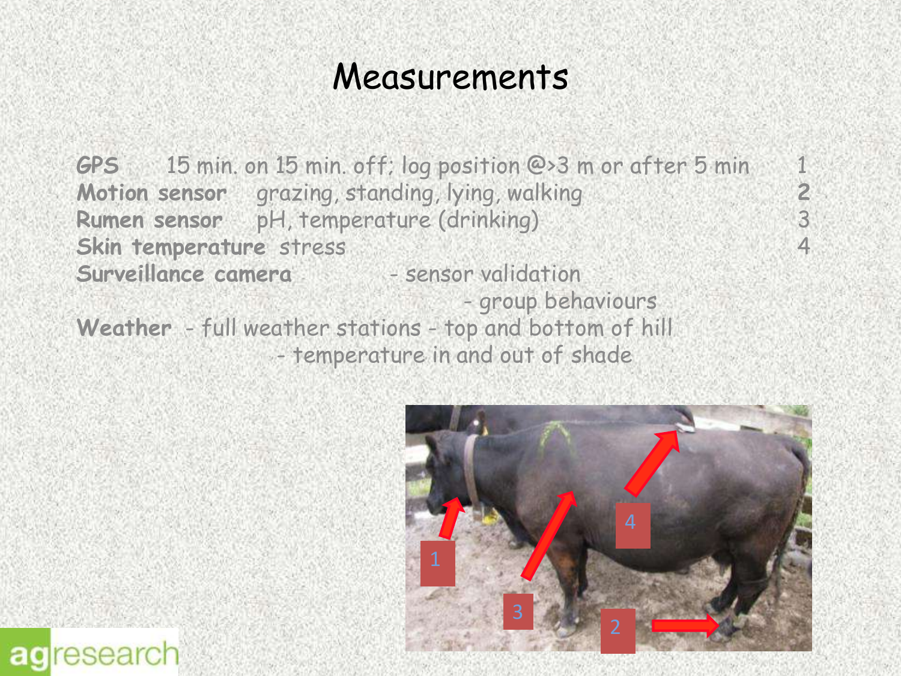# Measurements

| | | |
|---|---|---|
| **GPS** | 15 min. on 15 min. off; log position @>3 m or after 5 min | 1 |
| **Motion sensor** | grazing, standing, lying, walking | **2** |
| **Rumen sensor** | pH, temperature (drinking) | 3 |
| **Skin temperature** | stress | 4 |

**Surveillance camera**
- sensor validation
- group behaviours

**Weather**
- full weather stations - top and bottom of hill
- temperature in and out of shade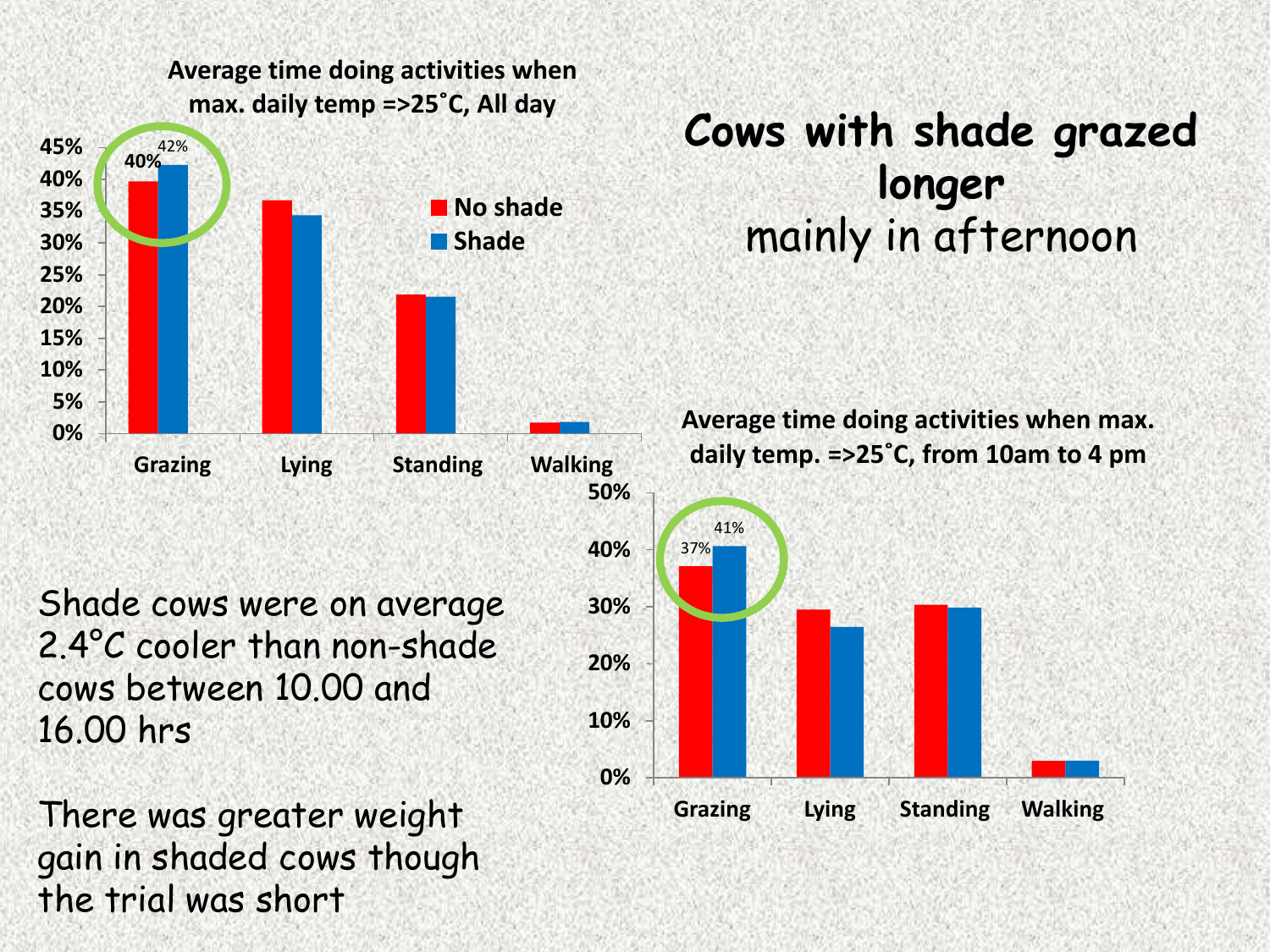# Cows with shade grazed longer

mainly in afternoon

**Average time doing activities when max. daily temp =>25˚C, All day**

| Activity | No shade | Shade |
| --- | --- | --- |
| Grazing | 40% | 42% |
| Lying | | |
| Standing | | |
| Walking | | |

**Average time doing activities when max. daily temp. =>25˚C, from 10am to 4 pm**

| Activity | No shade | Shade |
| --- | --- | --- |
| Grazing | 37% | 41% |
| Lying | | |
| Standing | | |
| Walking | | |

Shade cows were on average 2.4°C cooler than non-shade cows between 10.00 and 16.00 hrs

There was greater weight gain in shaded cows though the trial was short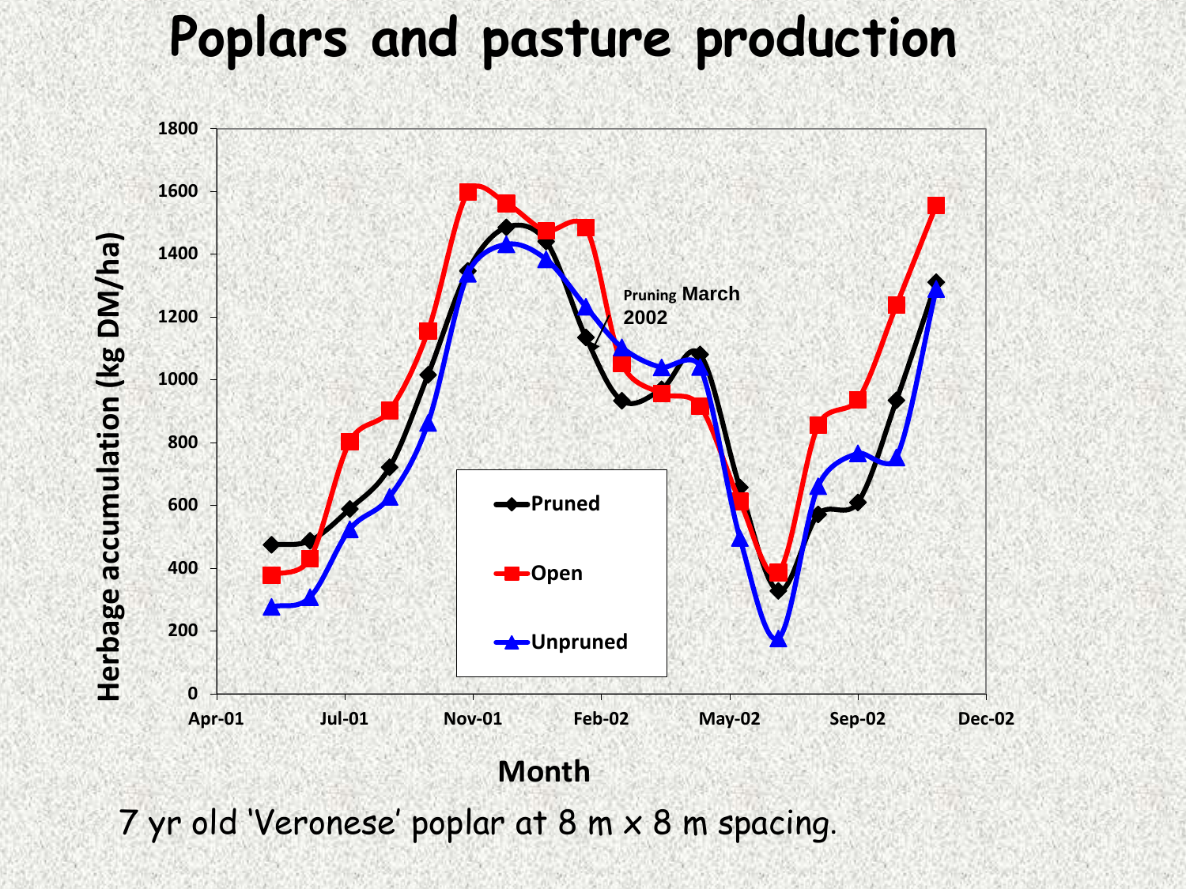# Poplars and pasture production

7 yr old 'Veronese' poplar at 8 m x 8 m spacing.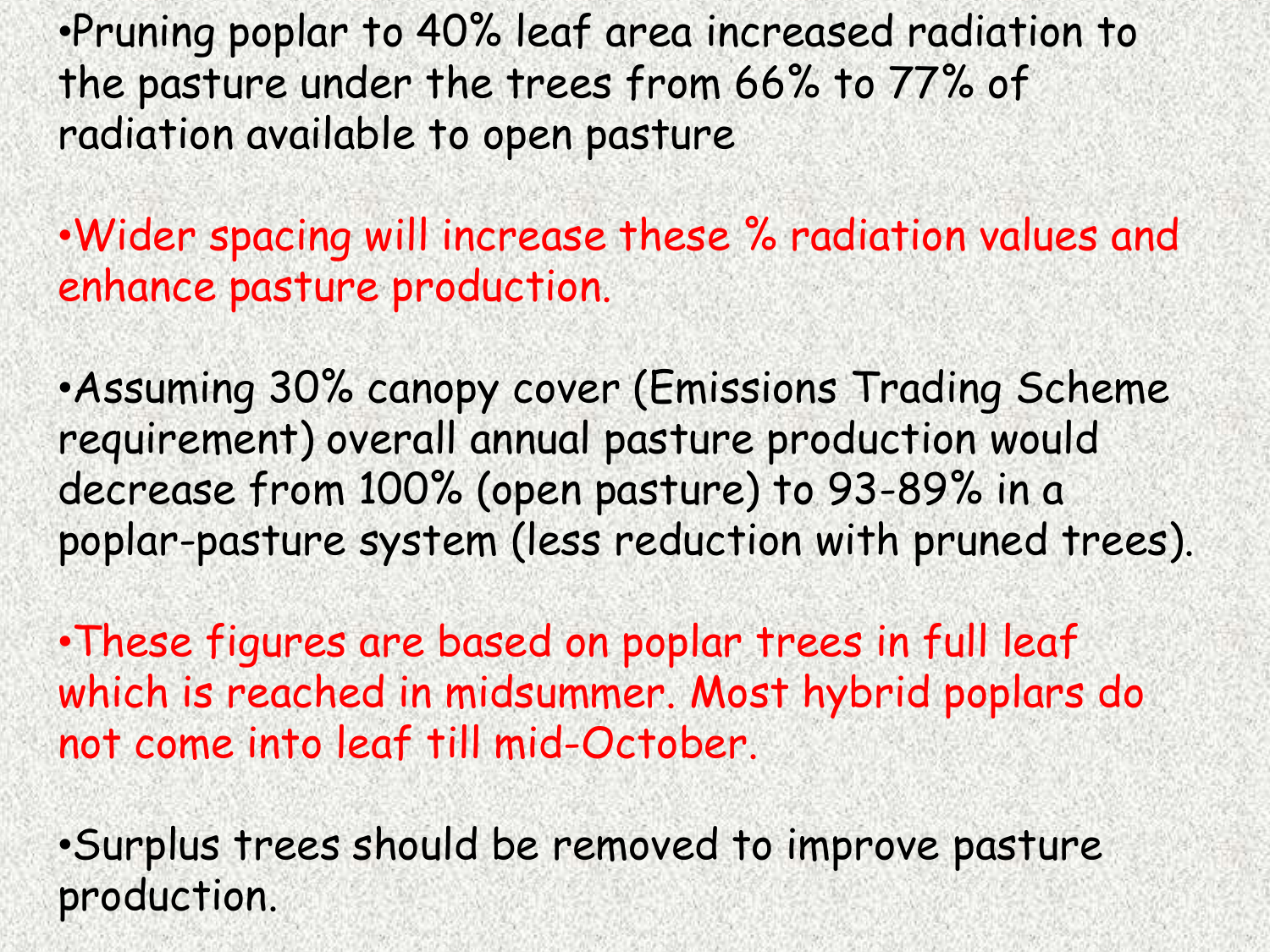- Pruning poplar to 40% leaf area increased radiation to the pasture under the trees from 66% to 77% of radiation available to open pasture

- Wider spacing will increase these % radiation values and enhance pasture production.

- Assuming 30% canopy cover (Emissions Trading Scheme requirement) overall annual pasture production would decrease from 100% (open pasture) to 93-89% in a poplar-pasture system (less reduction with pruned trees).

- These figures are based on poplar trees in full leaf which is reached in midsummer. Most hybrid poplars do not come into leaf till mid-October.

- Surplus trees should be removed to improve pasture production.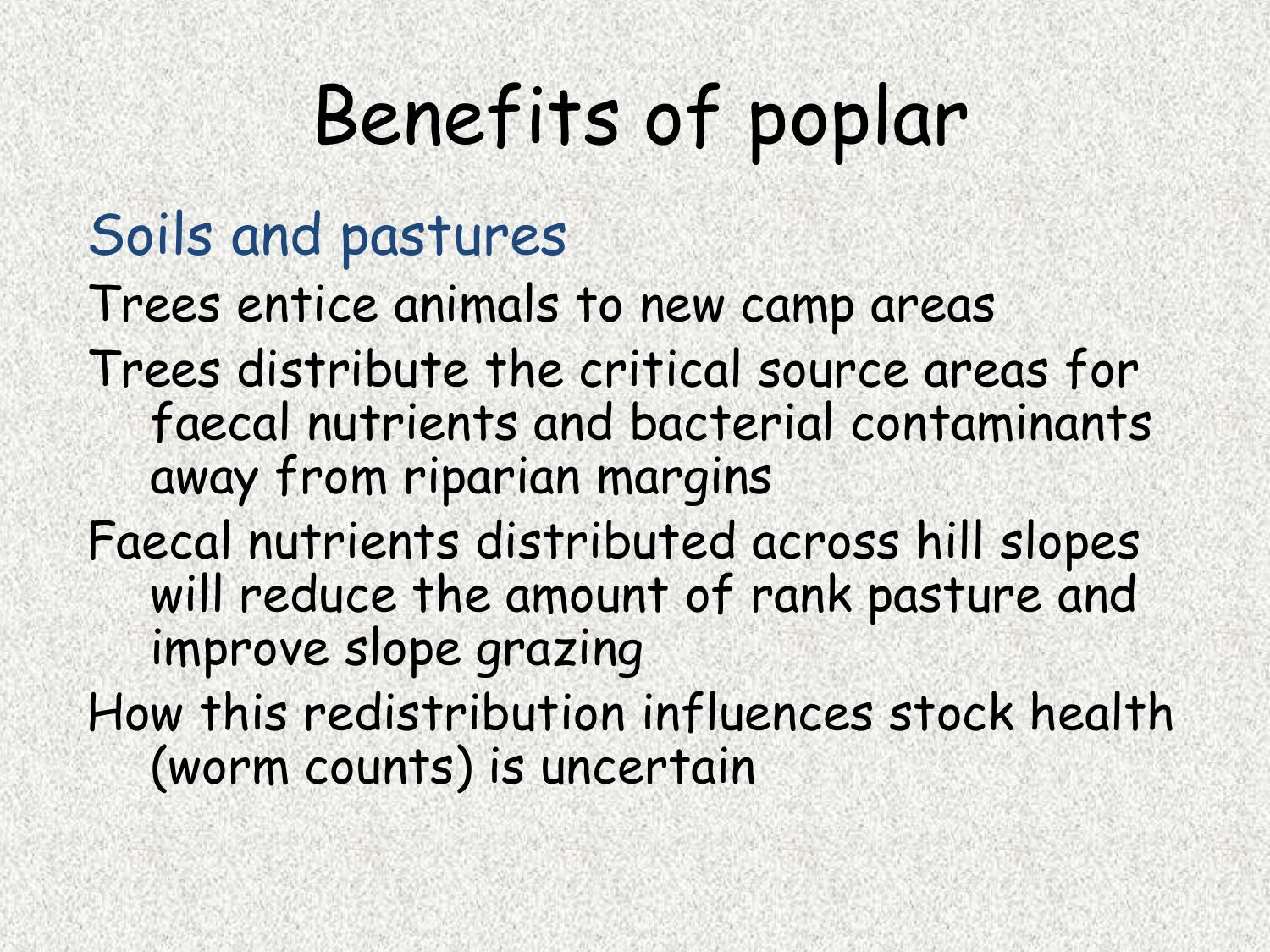# Benefits of poplar

## Soils and pastures

Trees entice animals to new camp areas

Trees distribute the critical source areas for faecal nutrients and bacterial contaminants away from riparian margins

Faecal nutrients distributed across hill slopes will reduce the amount of rank pasture and improve slope grazing

How this redistribution influences stock health (worm counts) is uncertain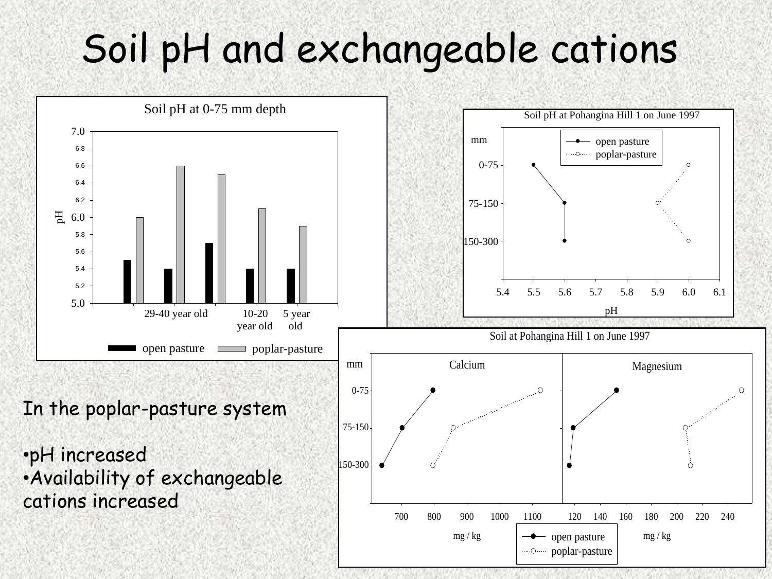# Soil pH and exchangeable cations

In the poplar-pasture system

- pH increased
- Availability of exchangeable cations increased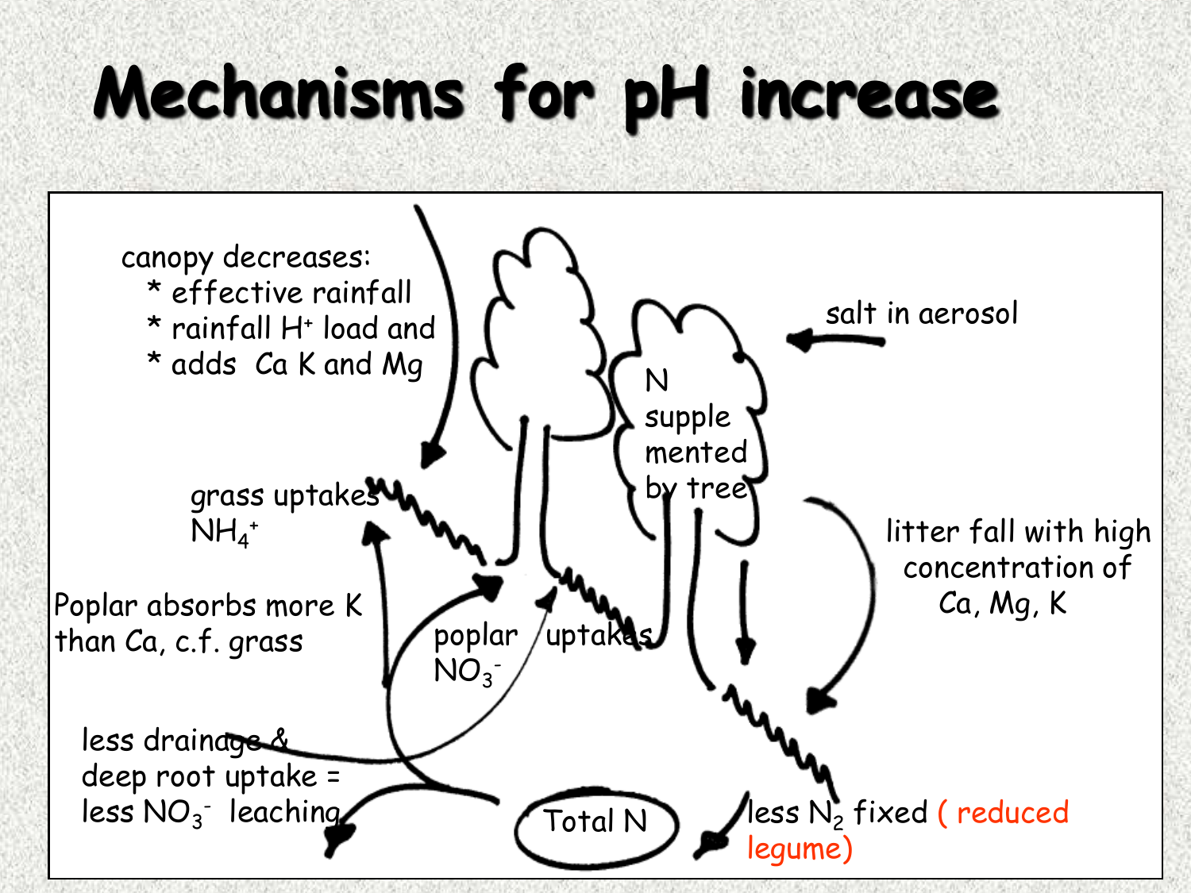# Mechanisms for pH increase

canopy decreases:
* effective rainfall
* rainfall $H^+$ load and
* adds Ca K and Mg

salt in aerosol

N supplemented by tree

grass uptakes $NH_4^+$

Poplar absorbs more K than Ca, c.f. grass

poplar uptakes $NO_3^-$

litter fall with high concentration of Ca, Mg, K

less drainage & deep root uptake = less $NO_3^-$ leaching

Total N

less $N_2$ fixed ( reduced legume)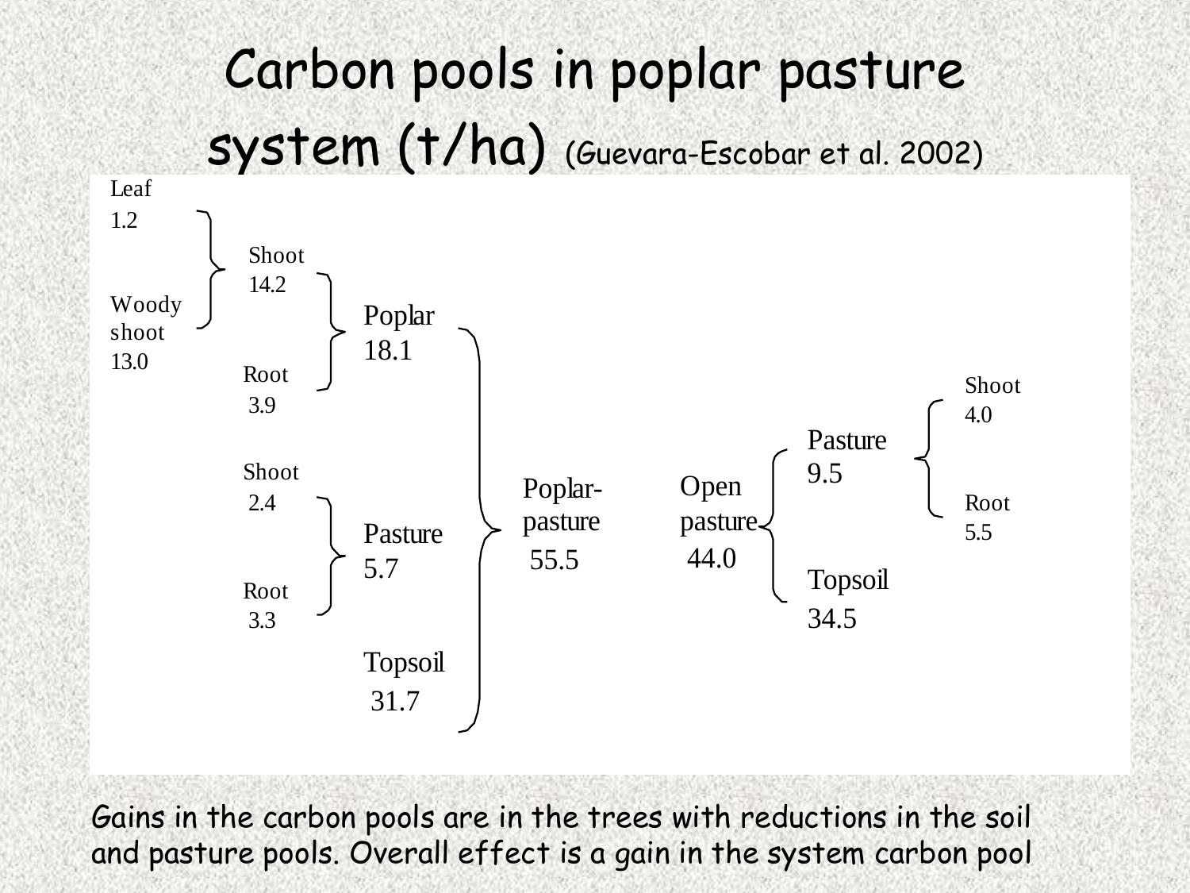# Carbon pools in poplar pasture system (t/ha) (Guevara-Escobar et al. 2002)

**Poplar-pasture 55.5**

- Poplar 18.1
  - Shoot 14.2
    - Leaf 1.2
    - Woody shoot 13.0
  - Root 3.9
- Pasture 5.7
  - Shoot 2.4
  - Root 3.3
- Topsoil 31.7

**Open pasture 44.0**

- Pasture 9.5
  - Shoot 4.0
  - Root 5.5
- Topsoil 34.5

Gains in the carbon pools are in the trees with reductions in the soil and pasture pools. Overall effect is a gain in the system carbon pool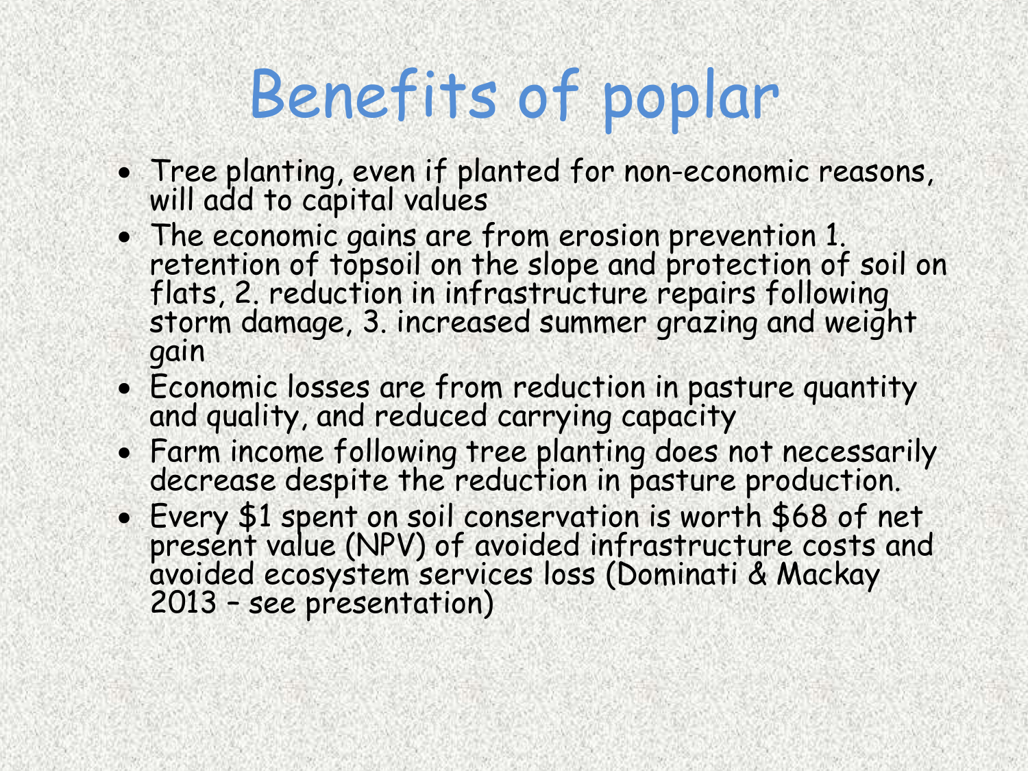# Benefits of poplar

- Tree planting, even if planted for non-economic reasons, will add to capital values
- The economic gains are from erosion prevention 1. retention of topsoil on the slope and protection of soil on flats, 2. reduction in infrastructure repairs following storm damage, 3. increased summer grazing and weight gain
- Economic losses are from reduction in pasture quantity and quality, and reduced carrying capacity
- Farm income following tree planting does not necessarily decrease despite the reduction in pasture production.
- Every $1 spent on soil conservation is worth $68 of net present value (NPV) of avoided infrastructure costs and avoided ecosystem services loss (Dominati & Mackay 2013 – see presentation)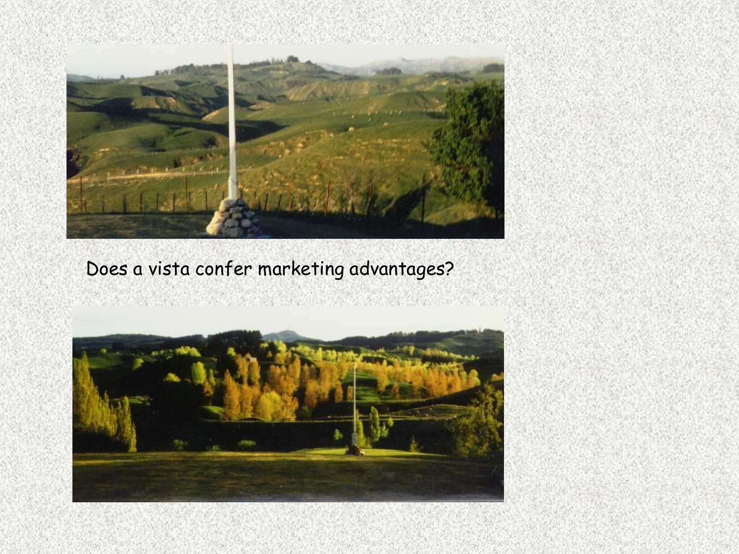Does a vista confer marketing advantages?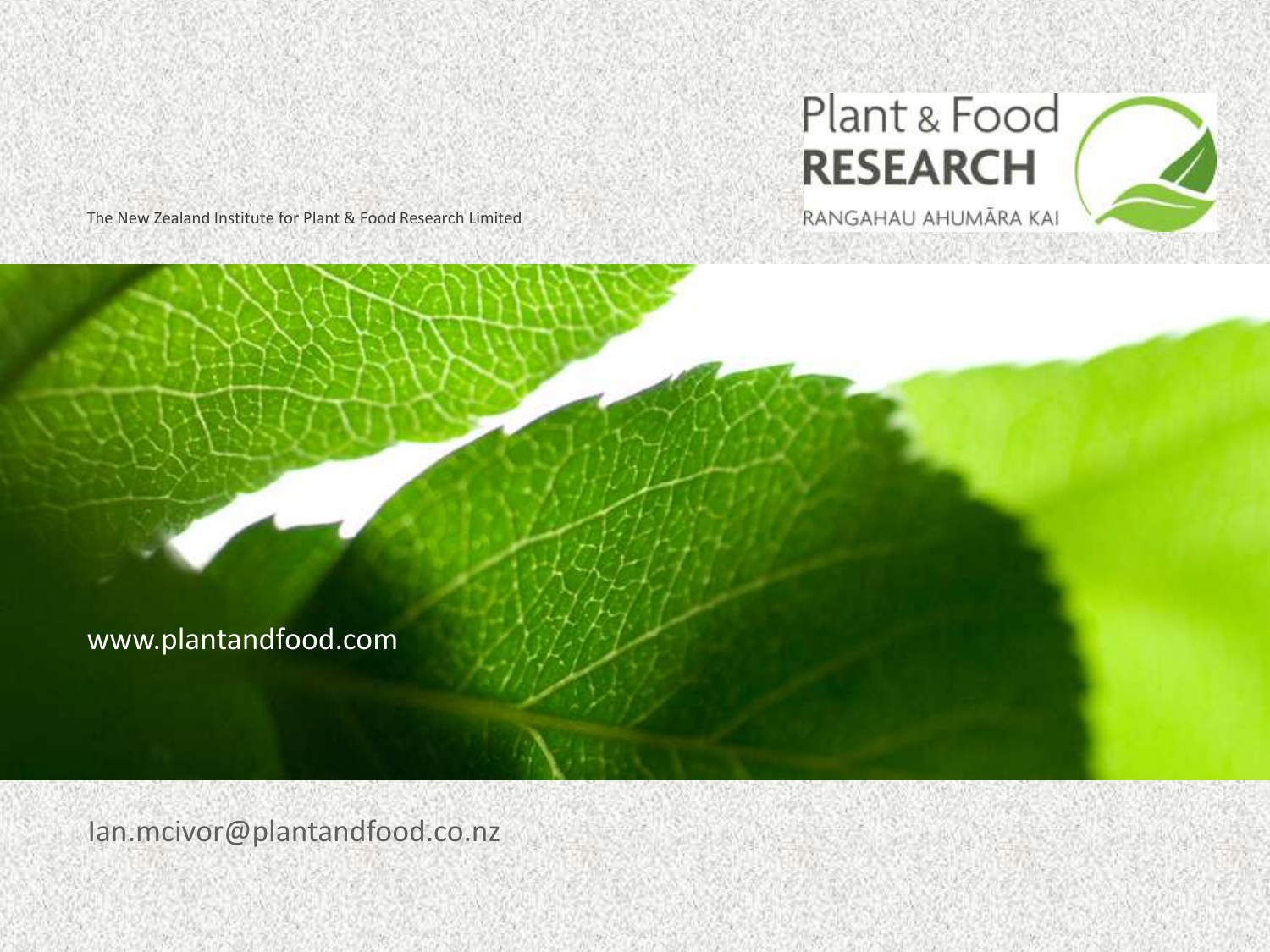The New Zealand Institute for Plant & Food Research Limited

Plant & Food
RESEARCH
RANGAHAU AHUMĀRA KAI

www.plantandfood.com

Ian.mcivor@plantandfood.co.nz